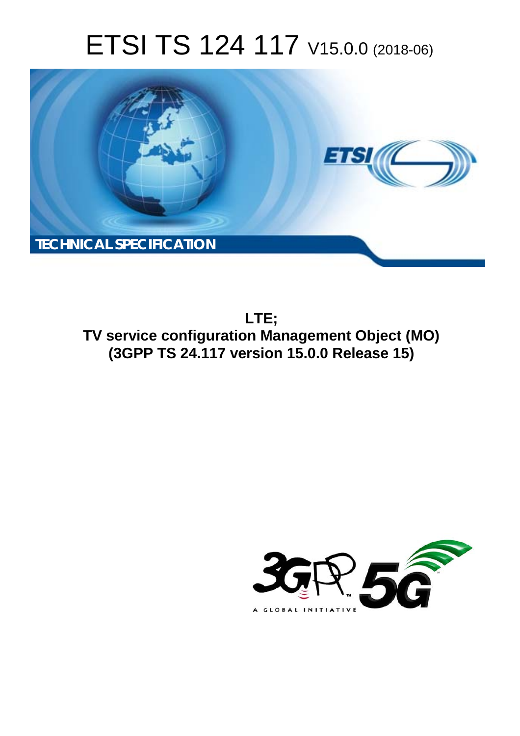# ETSI TS 124 117 V15.0.0 (2018-06)

TECHNICAL SPECIFICATION

**LTE;**
**TV service configuration Management Object (MO)**
**(3GPP TS 24.117 version 15.0.0 Release 15)**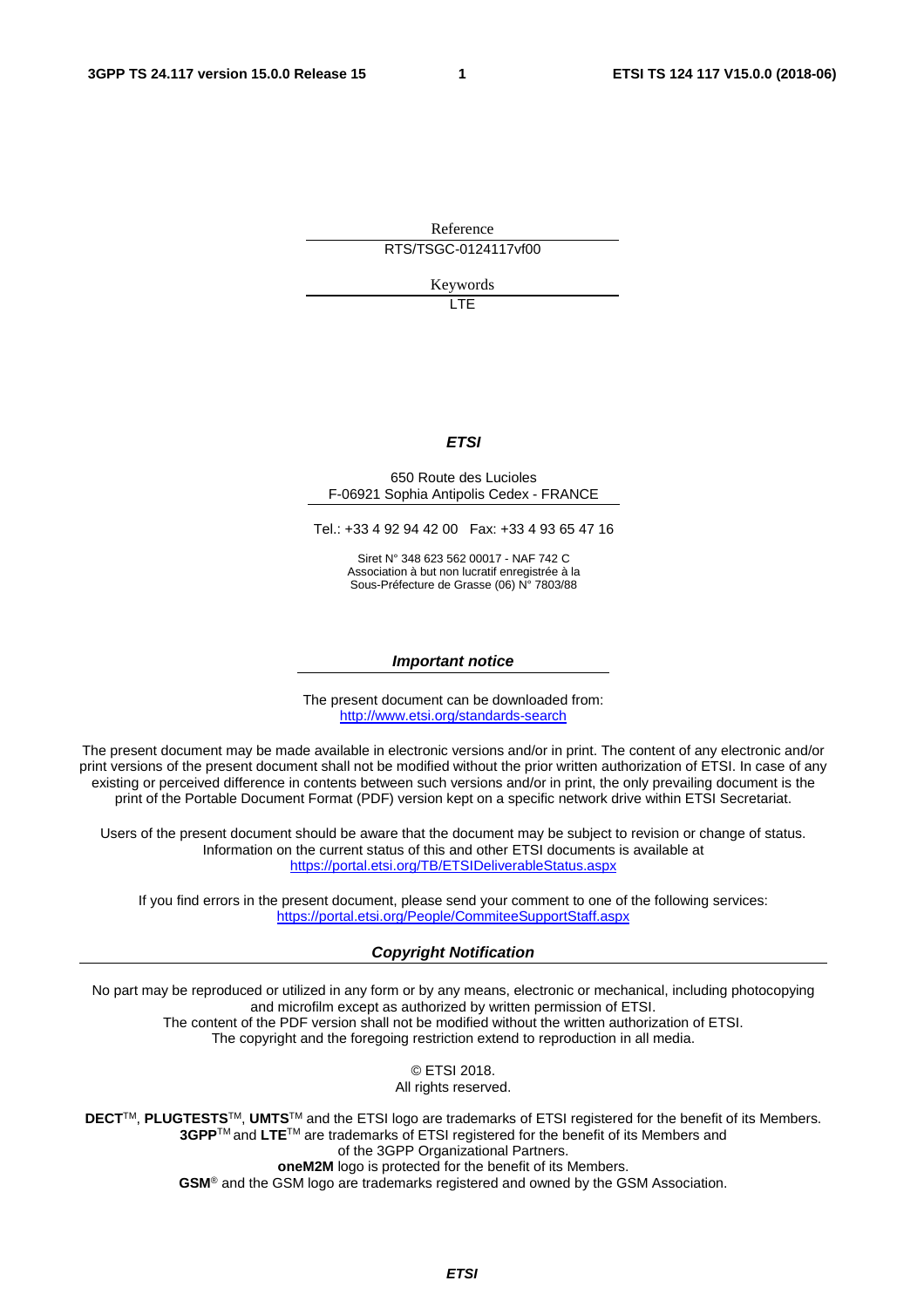Reference

RTS/TSGC-0124117vf00

Keywords

LTE

***ETSI***

650 Route des Lucioles
F-06921 Sophia Antipolis Cedex - FRANCE

Tel.: +33 4 92 94 42 00   Fax: +33 4 93 65 47 16

Siret N° 348 623 562 00017 - NAF 742 C
Association à but non lucratif enregistrée à la
Sous-Préfecture de Grasse (06) N° 7803/88

***Important notice***

The present document can be downloaded from:
http://www.etsi.org/standards-search

The present document may be made available in electronic versions and/or in print. The content of any electronic and/or print versions of the present document shall not be modified without the prior written authorization of ETSI. In case of any existing or perceived difference in contents between such versions and/or in print, the only prevailing document is the print of the Portable Document Format (PDF) version kept on a specific network drive within ETSI Secretariat.

Users of the present document should be aware that the document may be subject to revision or change of status. Information on the current status of this and other ETSI documents is available at
https://portal.etsi.org/TB/ETSIDeliverableStatus.aspx

If you find errors in the present document, please send your comment to one of the following services:
https://portal.etsi.org/People/CommiteeSupportStaff.aspx

***Copyright Notification***

No part may be reproduced or utilized in any form or by any means, electronic or mechanical, including photocopying and microfilm except as authorized by written permission of ETSI.
The content of the PDF version shall not be modified without the written authorization of ETSI.
The copyright and the foregoing restriction extend to reproduction in all media.

© ETSI 2018.
All rights reserved.

**DECT**TM, **PLUGTESTS**TM, **UMTS**TM and the ETSI logo are trademarks of ETSI registered for the benefit of its Members.
**3GPP**TM and **LTE**TM are trademarks of ETSI registered for the benefit of its Members and of the 3GPP Organizational Partners.
**oneM2M** logo is protected for the benefit of its Members.
**GSM**® and the GSM logo are trademarks registered and owned by the GSM Association.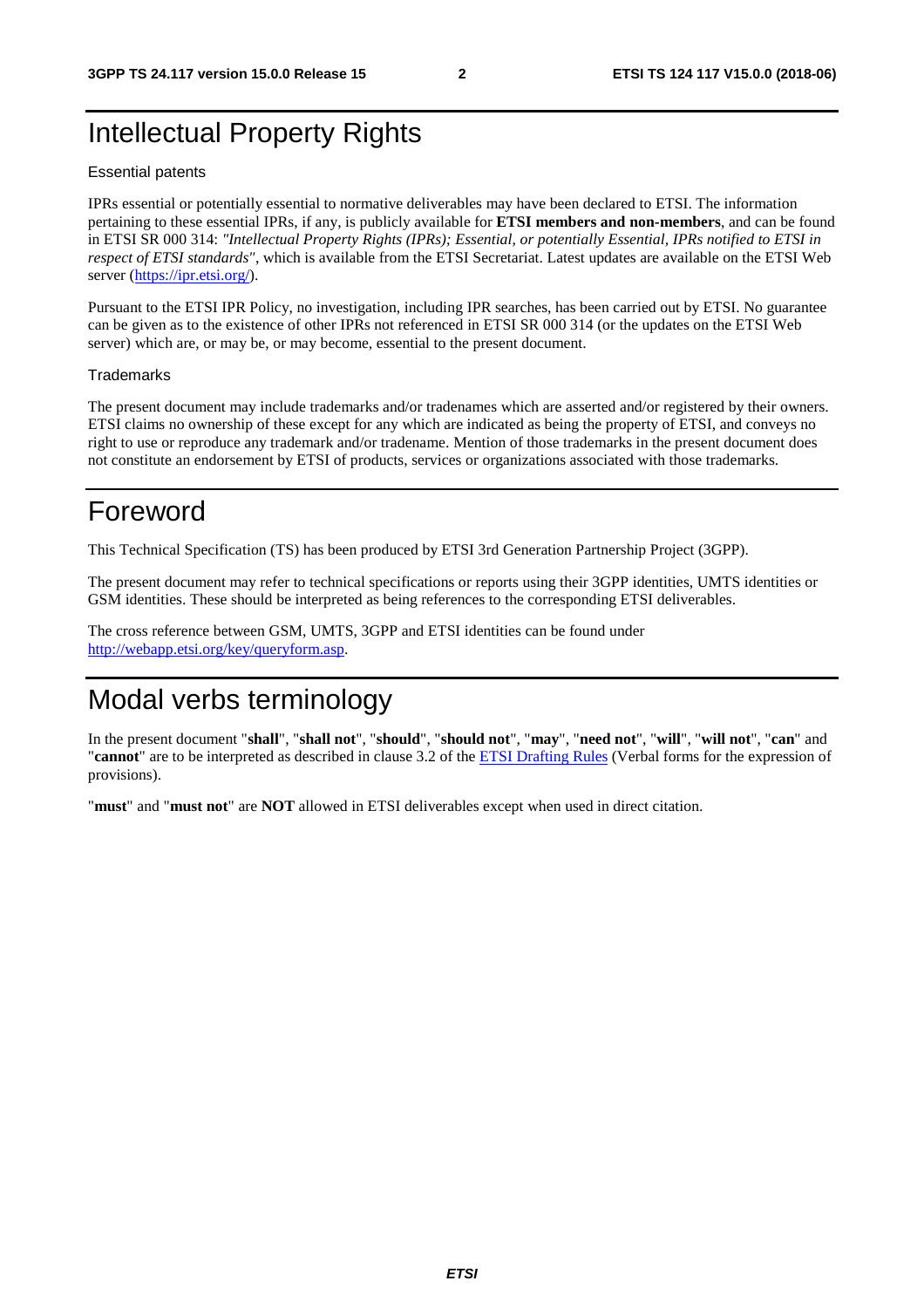# Intellectual Property Rights

Essential patents

IPRs essential or potentially essential to normative deliverables may have been declared to ETSI. The information pertaining to these essential IPRs, if any, is publicly available for **ETSI members and non-members**, and can be found in ETSI SR 000 314: *"Intellectual Property Rights (IPRs); Essential, or potentially Essential, IPRs notified to ETSI in respect of ETSI standards"*, which is available from the ETSI Secretariat. Latest updates are available on the ETSI Web server (https://ipr.etsi.org/).

Pursuant to the ETSI IPR Policy, no investigation, including IPR searches, has been carried out by ETSI. No guarantee can be given as to the existence of other IPRs not referenced in ETSI SR 000 314 (or the updates on the ETSI Web server) which are, or may be, or may become, essential to the present document.

Trademarks

The present document may include trademarks and/or tradenames which are asserted and/or registered by their owners. ETSI claims no ownership of these except for any which are indicated as being the property of ETSI, and conveys no right to use or reproduce any trademark and/or tradename. Mention of those trademarks in the present document does not constitute an endorsement by ETSI of products, services or organizations associated with those trademarks.

# Foreword

This Technical Specification (TS) has been produced by ETSI 3rd Generation Partnership Project (3GPP).

The present document may refer to technical specifications or reports using their 3GPP identities, UMTS identities or GSM identities. These should be interpreted as being references to the corresponding ETSI deliverables.

The cross reference between GSM, UMTS, 3GPP and ETSI identities can be found under http://webapp.etsi.org/key/queryform.asp.

# Modal verbs terminology

In the present document "**shall**", "**shall not**", "**should**", "**should not**", "**may**", "**need not**", "**will**", "**will not**", "**can**" and "**cannot**" are to be interpreted as described in clause 3.2 of the ETSI Drafting Rules (Verbal forms for the expression of provisions).

"**must**" and "**must not**" are **NOT** allowed in ETSI deliverables except when used in direct citation.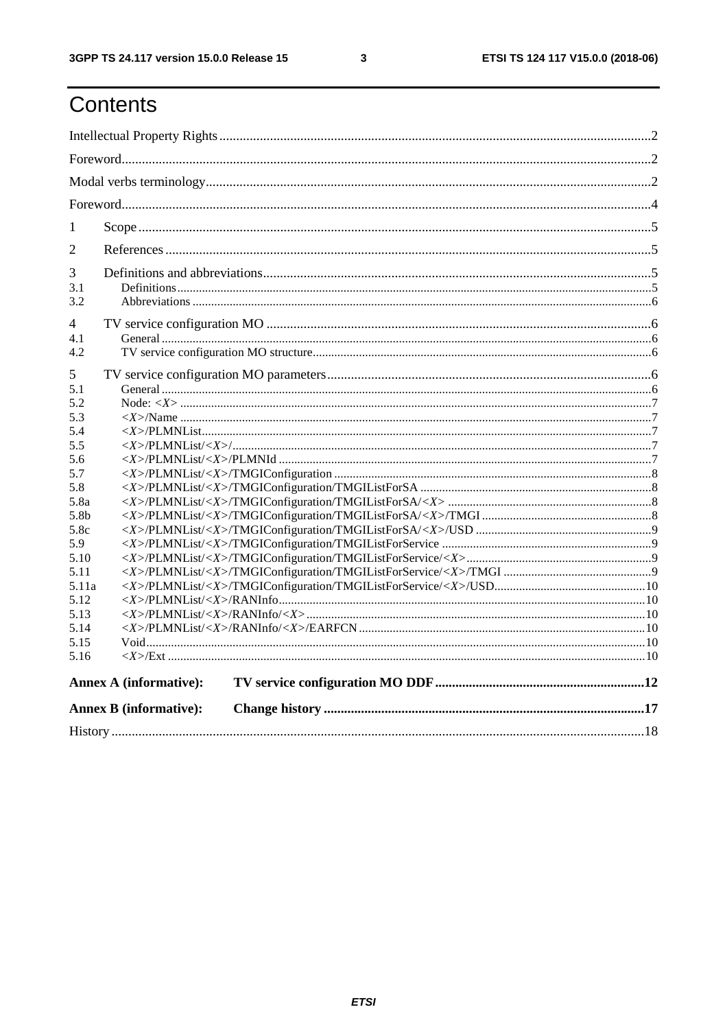# Contents

Intellectual Property Rights ....2

Foreword....2

Modal verbs terminology....2

Foreword....4

1 Scope....5

2 References....5

3 Definitions and abbreviations....5

3.1 Definitions....5

3.2 Abbreviations....6

4 TV service configuration MO....6

4.1 General....6

4.2 TV service configuration MO structure....6

5 TV service configuration MO parameters....6

5.1 General....6

5.2 Node: <X>....7

5.3 <X>/Name....7

5.4 <X>/PLMNList....7

5.5 <X>/PLMNList/<X>/....7

5.6 <X>/PLMNList/<X>/PLMNId....7

5.7 <X>/PLMNList/<X>/TMGIConfiguration....8

5.8 <X>/PLMNList/<X>/TMGIConfiguration/TMGIListForSA....8

5.8a <X>/PLMNList/<X>/TMGIConfiguration/TMGIListForSA/<X>....8

5.8b <X>/PLMNList/<X>/TMGIConfiguration/TMGIListForSA/<X>/TMGI....8

5.8c <X>/PLMNList/<X>/TMGIConfiguration/TMGIListForSA/<X>/USD....9

5.9 <X>/PLMNList/<X>/TMGIConfiguration/TMGIListForService....9

5.10 <X>/PLMNList/<X>/TMGIConfiguration/TMGIListForService/<X>....9

5.11 <X>/PLMNList/<X>/TMGIConfiguration/TMGIListForService/<X>/TMGI....9

5.11a <X>/PLMNList/<X>/TMGIConfiguration/TMGIListForService/<X>/USD....10

5.12 <X>/PLMNList/<X>/RANInfo....10

5.13 <X>/PLMNList/<X>/RANInfo/<X>....10

5.14 <X>/PLMNList/<X>/RANInfo/<X>/EARFCN....10

5.15 Void....10

5.16 <X>/Ext....10

**Annex A (informative): TV service configuration MO DDF....12**

**Annex B (informative): Change history....17**

History....18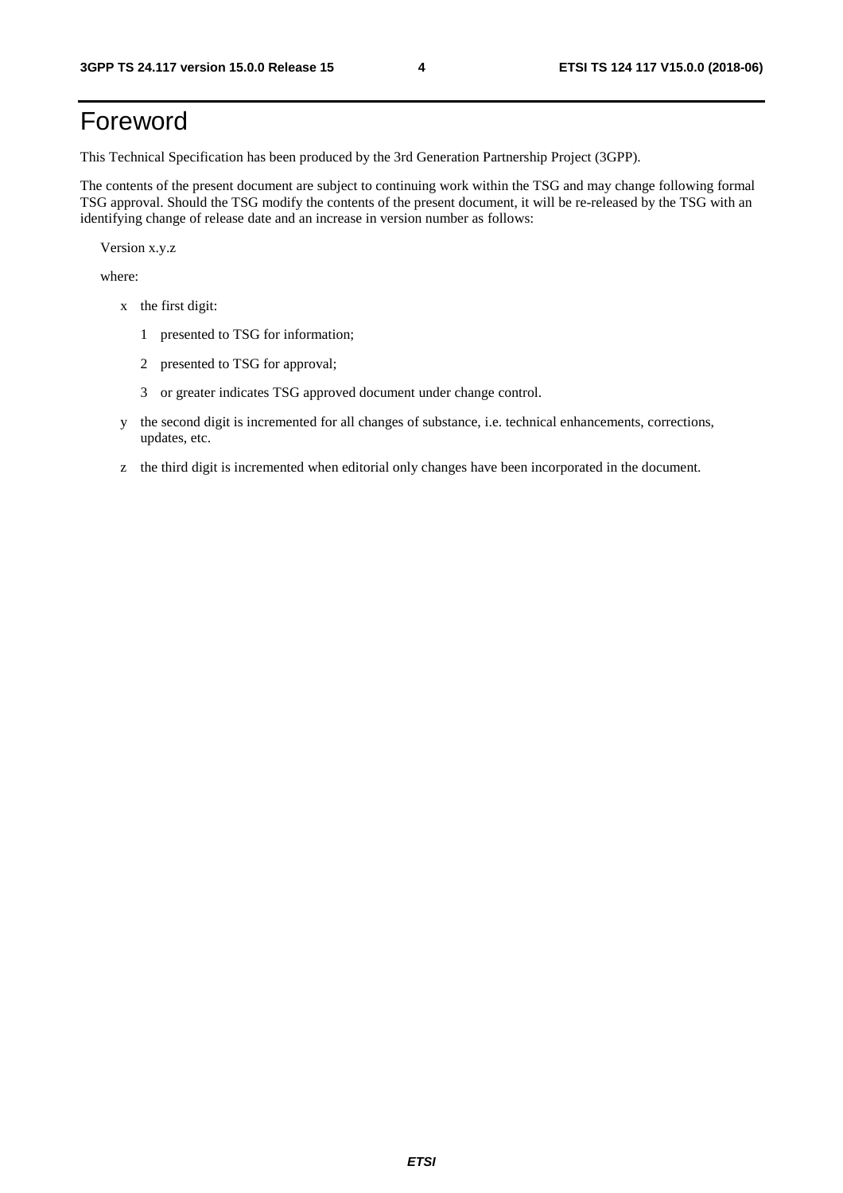# Foreword

This Technical Specification has been produced by the 3rd Generation Partnership Project (3GPP).

The contents of the present document are subject to continuing work within the TSG and may change following formal TSG approval. Should the TSG modify the contents of the present document, it will be re-released by the TSG with an identifying change of release date and an increase in version number as follows:

Version x.y.z

where:

- x the first digit:
  - 1 presented to TSG for information;
  - 2 presented to TSG for approval;
  - 3 or greater indicates TSG approved document under change control.
- y the second digit is incremented for all changes of substance, i.e. technical enhancements, corrections, updates, etc.
- z the third digit is incremented when editorial only changes have been incorporated in the document.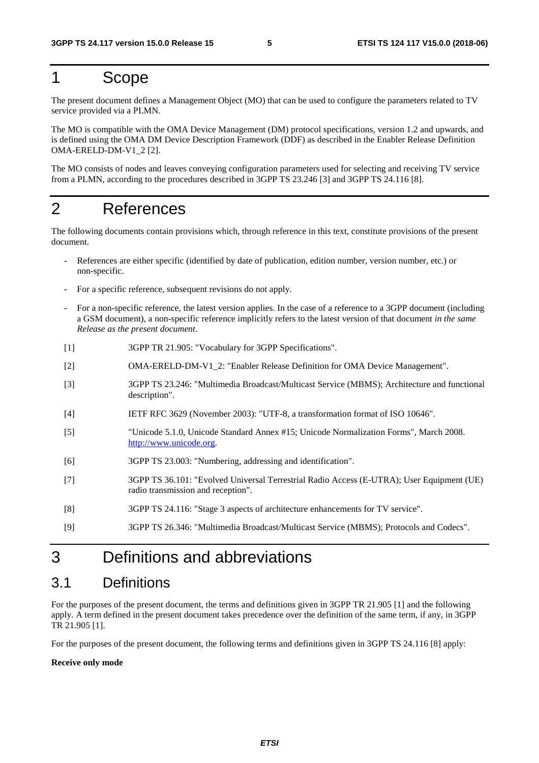# 1 Scope

The present document defines a Management Object (MO) that can be used to configure the parameters related to TV service provided via a PLMN.

The MO is compatible with the OMA Device Management (DM) protocol specifications, version 1.2 and upwards, and is defined using the OMA DM Device Description Framework (DDF) as described in the Enabler Release Definition OMA-ERELD-DM-V1_2 [2].

The MO consists of nodes and leaves conveying configuration parameters used for selecting and receiving TV service from a PLMN, according to the procedures described in 3GPP TS 23.246 [3] and 3GPP TS 24.116 [8].

# 2 References

The following documents contain provisions which, through reference in this text, constitute provisions of the present document.

- References are either specific (identified by date of publication, edition number, version number, etc.) or non-specific.
- For a specific reference, subsequent revisions do not apply.
- For a non-specific reference, the latest version applies. In the case of a reference to a 3GPP document (including a GSM document), a non-specific reference implicitly refers to the latest version of that document *in the same Release as the present document*.

[1] 3GPP TR 21.905: "Vocabulary for 3GPP Specifications".

[2] OMA-ERELD-DM-V1_2: "Enabler Release Definition for OMA Device Management".

[3] 3GPP TS 23.246: "Multimedia Broadcast/Multicast Service (MBMS); Architecture and functional description".

[4] IETF RFC 3629 (November 2003): "UTF-8, a transformation format of ISO 10646".

[5] "Unicode 5.1.0, Unicode Standard Annex #15; Unicode Normalization Forms", March 2008. http://www.unicode.org.

[6] 3GPP TS 23.003: "Numbering, addressing and identification".

[7] 3GPP TS 36.101: "Evolved Universal Terrestrial Radio Access (E-UTRA); User Equipment (UE) radio transmission and reception".

[8] 3GPP TS 24.116: "Stage 3 aspects of architecture enhancements for TV service".

[9] 3GPP TS 26.346: "Multimedia Broadcast/Multicast Service (MBMS); Protocols and Codecs".

# 3 Definitions and abbreviations

## 3.1 Definitions

For the purposes of the present document, the terms and definitions given in 3GPP TR 21.905 [1] and the following apply. A term defined in the present document takes precedence over the definition of the same term, if any, in 3GPP TR 21.905 [1].

For the purposes of the present document, the following terms and definitions given in 3GPP TS 24.116 [8] apply:

**Receive only mode**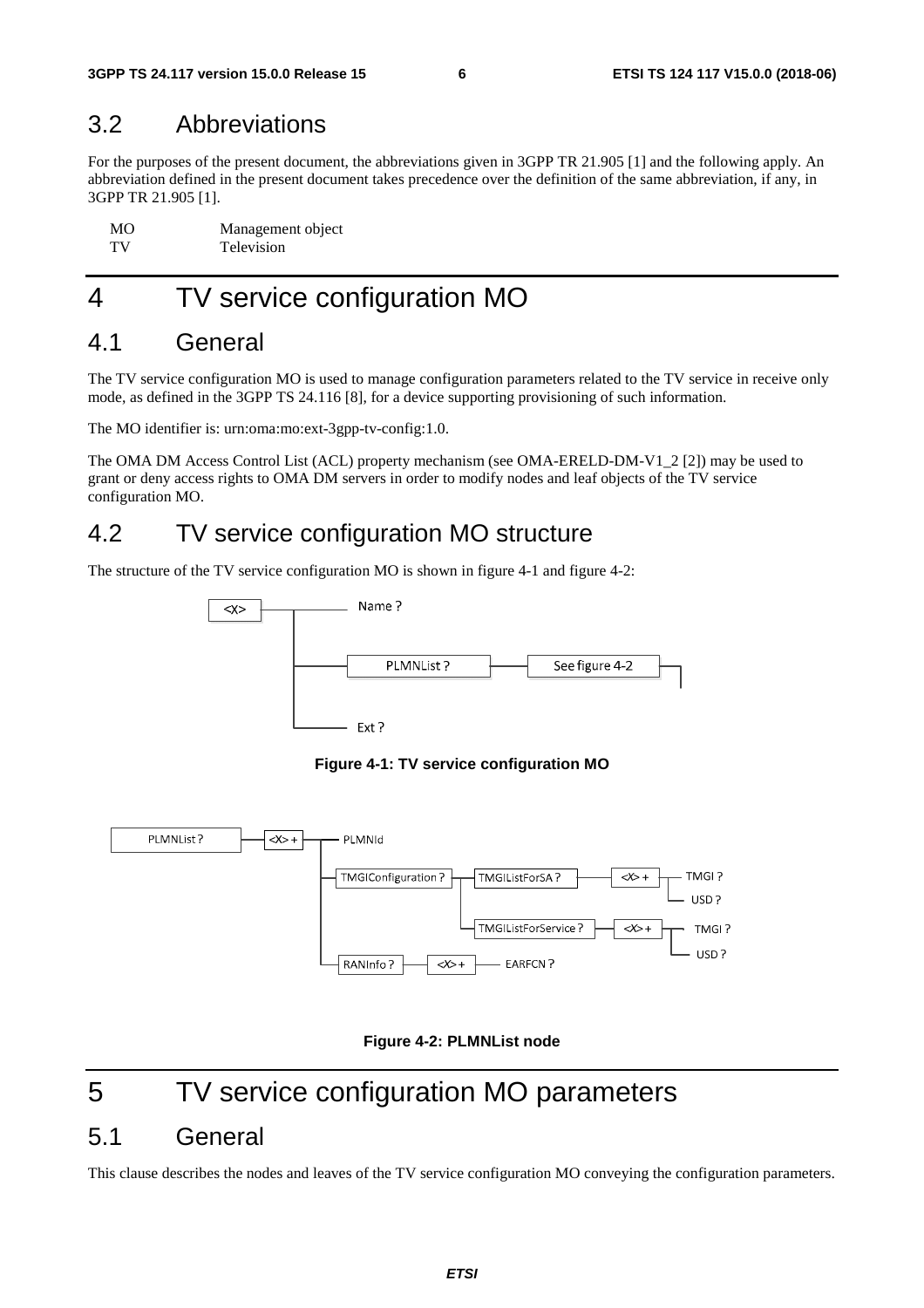## 3.2 Abbreviations

For the purposes of the present document, the abbreviations given in 3GPP TR 21.905 [1] and the following apply. An abbreviation defined in the present document takes precedence over the definition of the same abbreviation, if any, in 3GPP TR 21.905 [1].

| | |
|---|---|
| MO | Management object |
| TV | Television |

# 4 TV service configuration MO

## 4.1 General

The TV service configuration MO is used to manage configuration parameters related to the TV service in receive only mode, as defined in the 3GPP TS 24.116 [8], for a device supporting provisioning of such information.

The MO identifier is: urn:oma:mo:ext-3gpp-tv-config:1.0.

The OMA DM Access Control List (ACL) property mechanism (see OMA-ERELD-DM-V1_2 [2]) may be used to grant or deny access rights to OMA DM servers in order to modify nodes and leaf objects of the TV service configuration MO.

## 4.2 TV service configuration MO structure

The structure of the TV service configuration MO is shown in figure 4-1 and figure 4-2:

```
<X>
 ├── Name ?
 ├── PLMNList ? ── See figure 4-2
 └── Ext ?
```

**Figure 4-1: TV service configuration MO**

```
PLMNList ? ── <X> +
               ├── PLMNId
               ├── TMGIConfiguration ?
               │     ├── TMGIListForSA ? ── <X> +
               │     │                        ├── TMGI ?
               │     │                        └── USD ?
               │     └── TMGIListForService ? ── <X> +
               │                                  ├── TMGI ?
               │                                  └── USD ?
               └── RANInfo ? ── <X> + ── EARFCN ?
```

**Figure 4-2: PLMNList node**

# 5 TV service configuration MO parameters

## 5.1 General

This clause describes the nodes and leaves of the TV service configuration MO conveying the configuration parameters.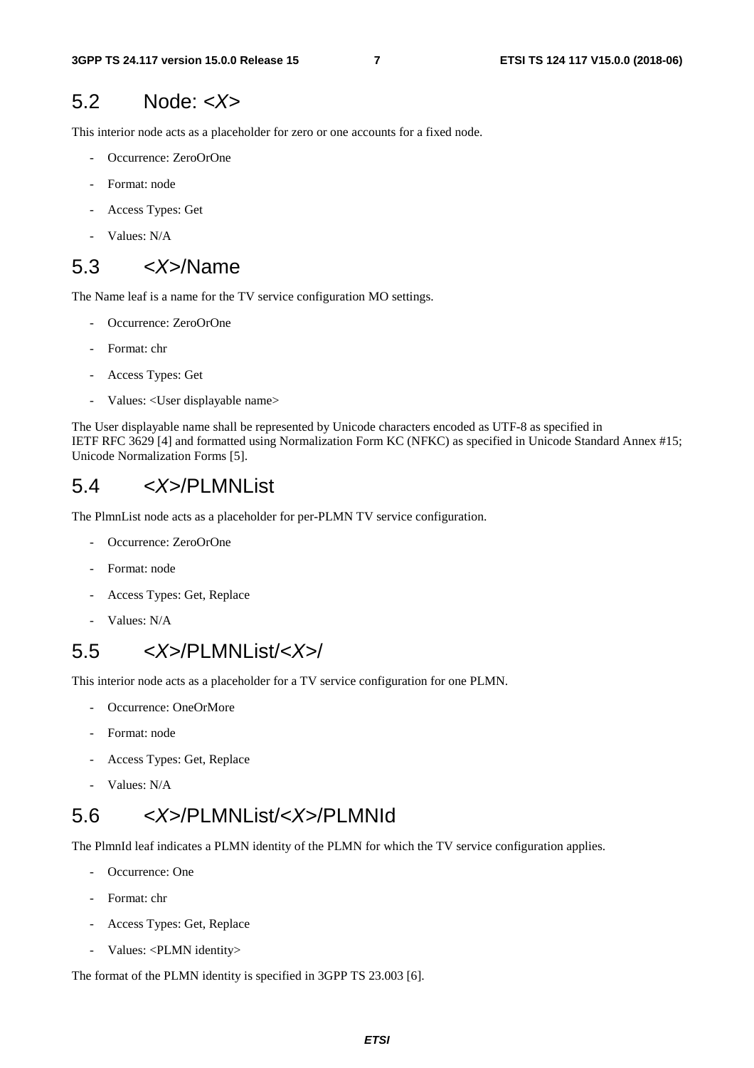## 5.2 Node: <*X*>

This interior node acts as a placeholder for zero or one accounts for a fixed node.

- Occurrence: ZeroOrOne
- Format: node
- Access Types: Get
- Values: N/A

## 5.3 <*X*>/Name

The Name leaf is a name for the TV service configuration MO settings.

- Occurrence: ZeroOrOne
- Format: chr
- Access Types: Get
- Values: <User displayable name>

The User displayable name shall be represented by Unicode characters encoded as UTF-8 as specified in IETF RFC 3629 [4] and formatted using Normalization Form KC (NFKC) as specified in Unicode Standard Annex #15; Unicode Normalization Forms [5].

## 5.4 <*X*>/PLMNList

The PlmnList node acts as a placeholder for per-PLMN TV service configuration.

- Occurrence: ZeroOrOne
- Format: node
- Access Types: Get, Replace
- Values: N/A

## 5.5 <*X*>/PLMNList/<*X*>/

This interior node acts as a placeholder for a TV service configuration for one PLMN.

- Occurrence: OneOrMore
- Format: node
- Access Types: Get, Replace
- Values: N/A

## 5.6 <*X*>/PLMNList/<*X*>/PLMNId

The PlmnId leaf indicates a PLMN identity of the PLMN for which the TV service configuration applies.

- Occurrence: One
- Format: chr
- Access Types: Get, Replace
- Values: <PLMN identity>

The format of the PLMN identity is specified in 3GPP TS 23.003 [6].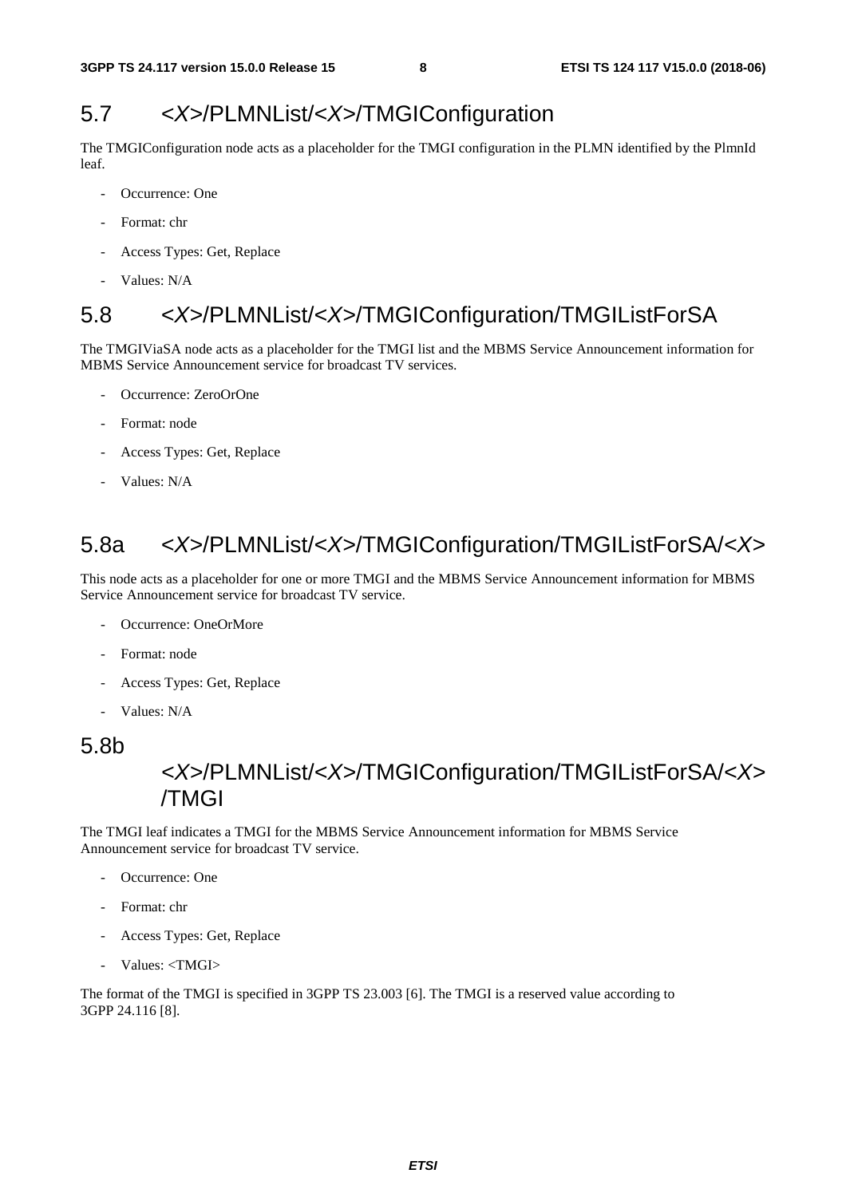## 5.7 <*X*>/PLMNList/<*X*>/TMGIConfiguration

The TMGIConfiguration node acts as a placeholder for the TMGI configuration in the PLMN identified by the PlmnId leaf.

- Occurrence: One
- Format: chr
- Access Types: Get, Replace
- Values: N/A

## 5.8 <*X*>/PLMNList/<*X*>/TMGIConfiguration/TMGIListForSA

The TMGIViaSA node acts as a placeholder for the TMGI list and the MBMS Service Announcement information for MBMS Service Announcement service for broadcast TV services.

- Occurrence: ZeroOrOne
- Format: node
- Access Types: Get, Replace
- Values: N/A

## 5.8a <*X*>/PLMNList/<*X*>/TMGIConfiguration/TMGIListForSA/<*X*>

This node acts as a placeholder for one or more TMGI and the MBMS Service Announcement information for MBMS Service Announcement service for broadcast TV service.

- Occurrence: OneOrMore
- Format: node
- Access Types: Get, Replace
- Values: N/A

## 5.8b <*X*>/PLMNList/<*X*>/TMGIConfiguration/TMGIListForSA/<*X*>/TMGI

The TMGI leaf indicates a TMGI for the MBMS Service Announcement information for MBMS Service Announcement service for broadcast TV service.

- Occurrence: One
- Format: chr
- Access Types: Get, Replace
- Values: <TMGI>

The format of the TMGI is specified in 3GPP TS 23.003 [6]. The TMGI is a reserved value according to 3GPP 24.116 [8].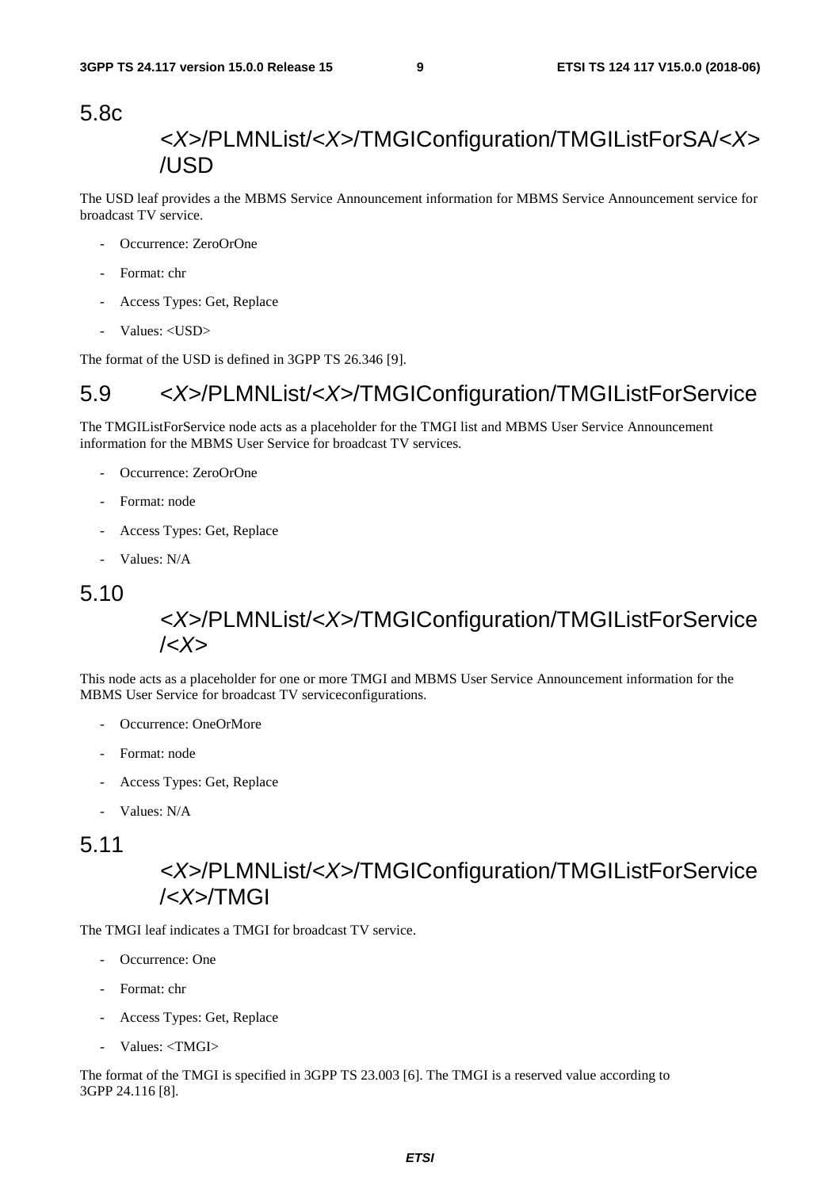## 5.8c <X>/PLMNList/<X>/TMGIConfiguration/TMGIListForSA/<X>/USD

The USD leaf provides a the MBMS Service Announcement information for MBMS Service Announcement service for broadcast TV service.

- Occurrence: ZeroOrOne
- Format: chr
- Access Types: Get, Replace
- Values: <USD>

The format of the USD is defined in 3GPP TS 26.346 [9].

## 5.9 <X>/PLMNList/<X>/TMGIConfiguration/TMGIListForService

The TMGIListForService node acts as a placeholder for the TMGI list and MBMS User Service Announcement information for the MBMS User Service for broadcast TV services.

- Occurrence: ZeroOrOne
- Format: node
- Access Types: Get, Replace
- Values: N/A

## 5.10 <X>/PLMNList/<X>/TMGIConfiguration/TMGIListForService/<X>

This node acts as a placeholder for one or more TMGI and MBMS User Service Announcement information for the MBMS User Service for broadcast TV serviceconfigurations.

- Occurrence: OneOrMore
- Format: node
- Access Types: Get, Replace
- Values: N/A

## 5.11 <X>/PLMNList/<X>/TMGIConfiguration/TMGIListForService/<X>/TMGI

The TMGI leaf indicates a TMGI for broadcast TV service.

- Occurrence: One
- Format: chr
- Access Types: Get, Replace
- Values: <TMGI>

The format of the TMGI is specified in 3GPP TS 23.003 [6]. The TMGI is a reserved value according to 3GPP 24.116 [8].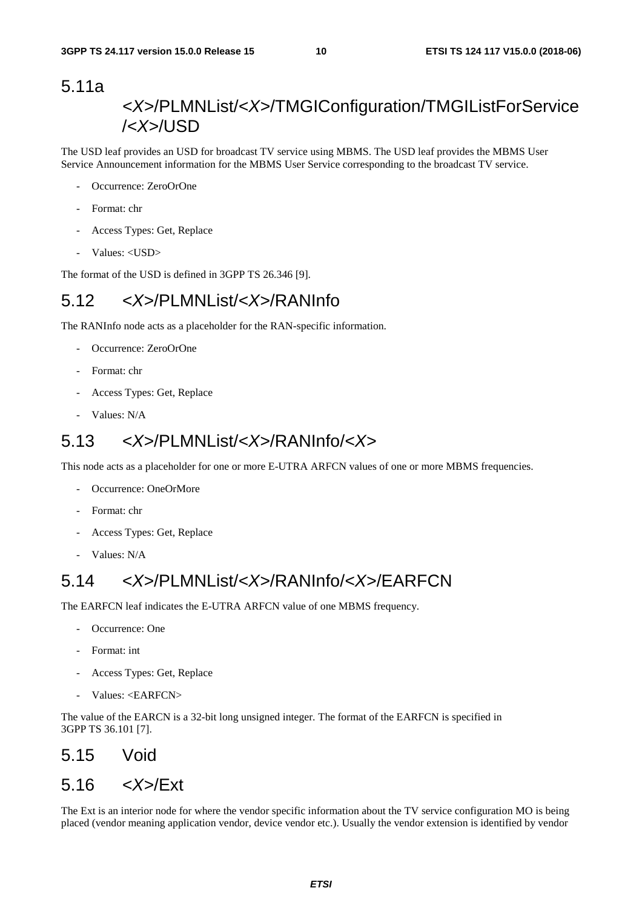## 5.11a <X>/PLMNList/<X>/TMGIConfiguration/TMGIListForService/<X>/USD

The USD leaf provides an USD for broadcast TV service using MBMS. The USD leaf provides the MBMS User Service Announcement information for the MBMS User Service corresponding to the broadcast TV service.

- Occurrence: ZeroOrOne
- Format: chr
- Access Types: Get, Replace
- Values: <USD>

The format of the USD is defined in 3GPP TS 26.346 [9].

## 5.12 <X>/PLMNList/<X>/RANInfo

The RANInfo node acts as a placeholder for the RAN-specific information.

- Occurrence: ZeroOrOne
- Format: chr
- Access Types: Get, Replace
- Values: N/A

## 5.13 <X>/PLMNList/<X>/RANInfo/<X>

This node acts as a placeholder for one or more E-UTRA ARFCN values of one or more MBMS frequencies.

- Occurrence: OneOrMore
- Format: chr
- Access Types: Get, Replace
- Values: N/A

## 5.14 <X>/PLMNList/<X>/RANInfo/<X>/EARFCN

The EARFCN leaf indicates the E-UTRA ARFCN value of one MBMS frequency.

- Occurrence: One
- Format: int
- Access Types: Get, Replace
- Values: <EARFCN>

The value of the EARCN is a 32-bit long unsigned integer. The format of the EARFCN is specified in 3GPP TS 36.101 [7].

## 5.15 Void

## 5.16 <X>/Ext

The Ext is an interior node for where the vendor specific information about the TV service configuration MO is being placed (vendor meaning application vendor, device vendor etc.). Usually the vendor extension is identified by vendor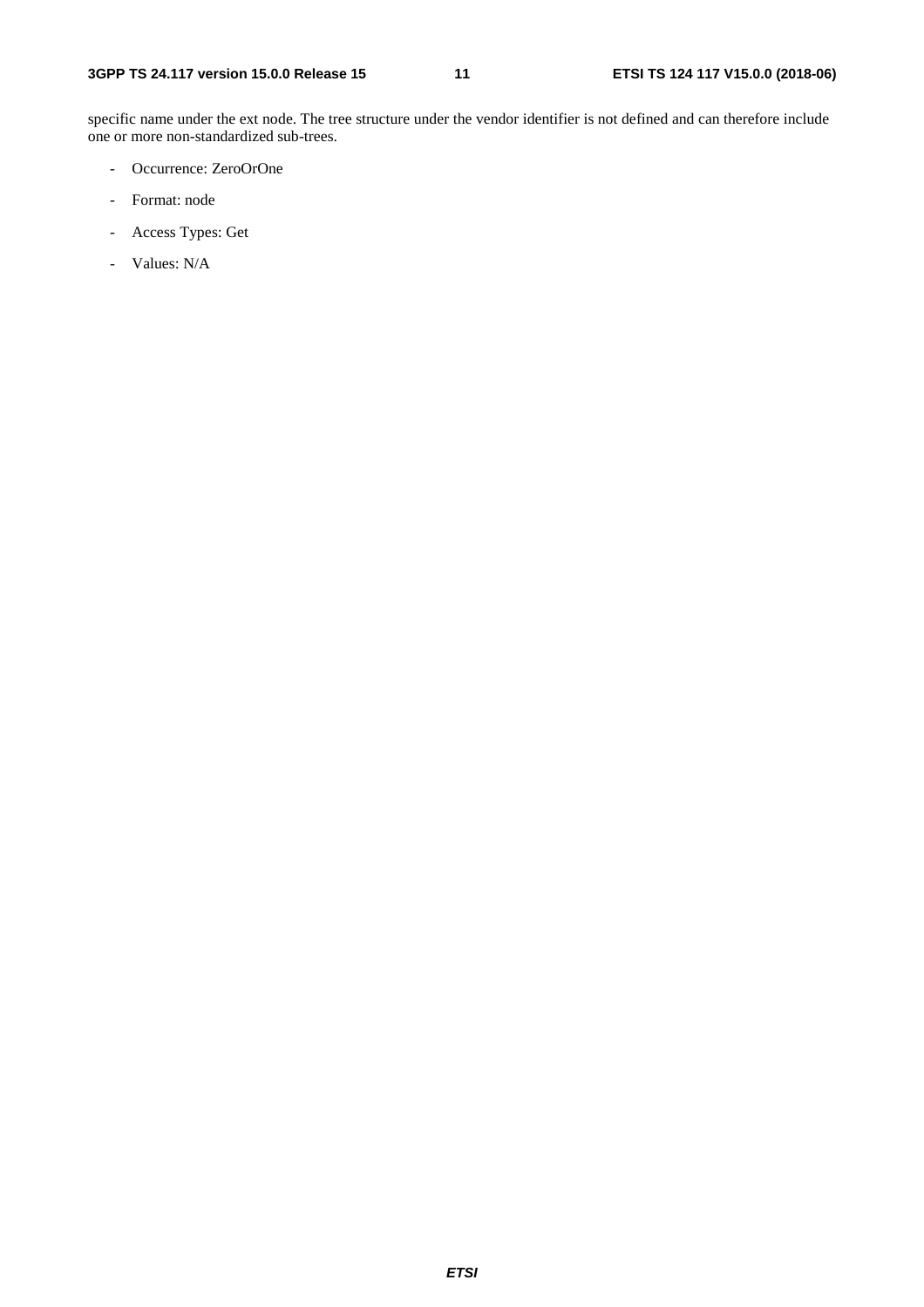specific name under the ext node. The tree structure under the vendor identifier is not defined and can therefore include one or more non-standardized sub-trees.

- Occurrence: ZeroOrOne
- Format: node
- Access Types: Get
- Values: N/A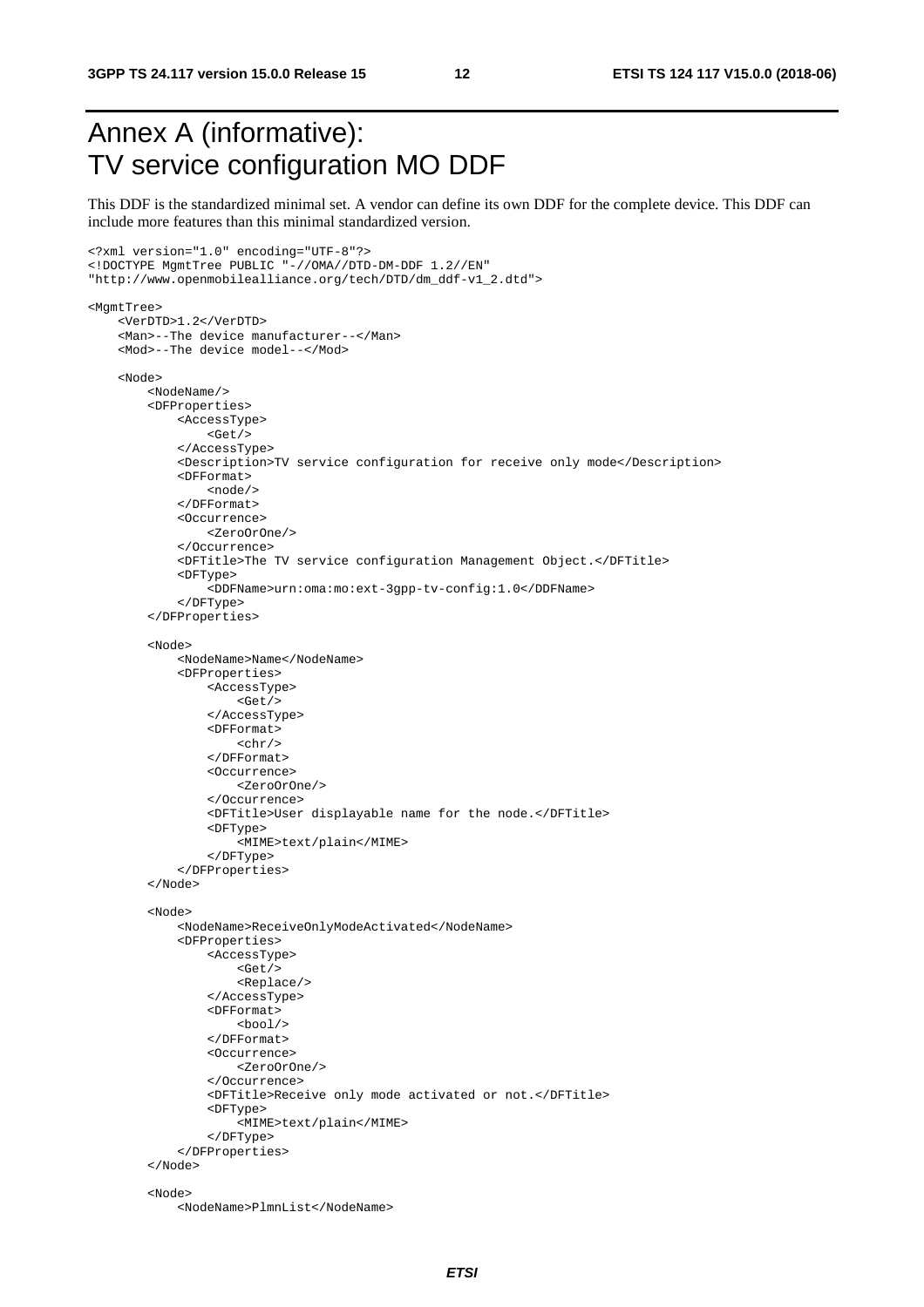# Annex A (informative): TV service configuration MO DDF

This DDF is the standardized minimal set. A vendor can define its own DDF for the complete device. This DDF can include more features than this minimal standardized version.

```
<?xml version="1.0" encoding="UTF-8"?>
<!DOCTYPE MgmtTree PUBLIC "-//OMA//DTD-DM-DDF 1.2//EN"
"http://www.openmobilealliance.org/tech/DTD/dm_ddf-v1_2.dtd">

<MgmtTree>
    <VerDTD>1.2</VerDTD>
    <Man>--The device manufacturer--</Man>
    <Mod>--The device model--</Mod>

    <Node>
        <NodeName/>
        <DFProperties>
            <AccessType>
                <Get/>
            </AccessType>
            <Description>TV service configuration for receive only mode</Description>
            <DFFormat>
                <node/>
            </DFFormat>
            <Occurrence>
                <ZeroOrOne/>
            </Occurrence>
            <DFTitle>The TV service configuration Management Object.</DFTitle>
            <DFType>
                <DDFName>urn:oma:mo:ext-3gpp-tv-config:1.0</DDFName>
            </DFType>
        </DFProperties>

        <Node>
            <NodeName>Name</NodeName>
            <DFProperties>
                <AccessType>
                    <Get/>
                </AccessType>
                <DFFormat>
                    <chr/>
                </DFFormat>
                <Occurrence>
                    <ZeroOrOne/>
                </Occurrence>
                <DFTitle>User displayable name for the node.</DFTitle>
                <DFType>
                    <MIME>text/plain</MIME>
                </DFType>
            </DFProperties>
        </Node>

        <Node>
            <NodeName>ReceiveOnlyModeActivated</NodeName>
            <DFProperties>
                <AccessType>
                    <Get/>
                    <Replace/>
                </AccessType>
                <DFFormat>
                    <bool/>
                </DFFormat>
                <Occurrence>
                    <ZeroOrOne/>
                </Occurrence>
                <DFTitle>Receive only mode activated or not.</DFTitle>
                <DFType>
                    <MIME>text/plain</MIME>
                </DFType>
            </DFProperties>
        </Node>

        <Node>
            <NodeName>PlmnList</NodeName>
```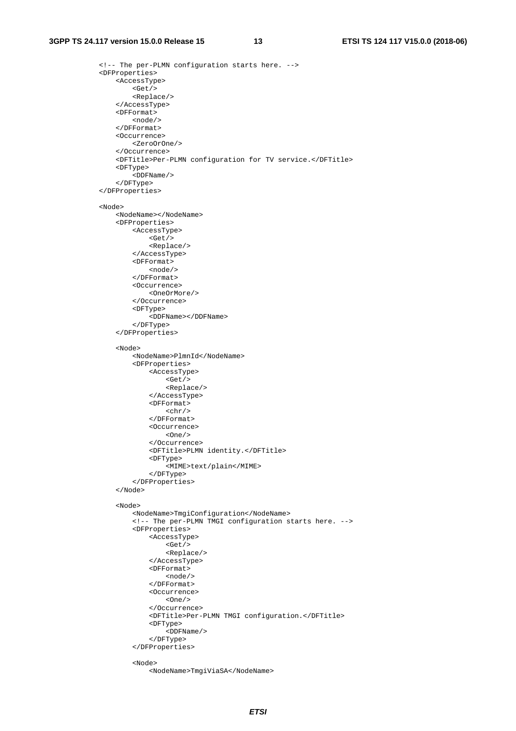```
<!-- The per-PLMN configuration starts here. -->
<DFProperties>
    <AccessType>
        <Get/>
        <Replace/>
    </AccessType>
    <DFFormat>
        <node/>
    </DFFormat>
    <Occurrence>
        <ZeroOrOne/>
    </Occurrence>
    <DFTitle>Per-PLMN configuration for TV service.</DFTitle>
    <DFType>
        <DDFName/>
    </DFType>
</DFProperties>

<Node>
    <NodeName></NodeName>
    <DFProperties>
        <AccessType>
            <Get/>
            <Replace/>
        </AccessType>
        <DFFormat>
            <node/>
        </DFFormat>
        <Occurrence>
            <OneOrMore/>
        </Occurrence>
        <DFType>
            <DDFName></DDFName>
        </DFType>
    </DFProperties>

    <Node>
        <NodeName>PlmnId</NodeName>
        <DFProperties>
            <AccessType>
                <Get/>
                <Replace/>
            </AccessType>
            <DFFormat>
                <chr/>
            </DFFormat>
            <Occurrence>
                <One/>
            </Occurrence>
            <DFTitle>PLMN identity.</DFTitle>
            <DFType>
                <MIME>text/plain</MIME>
            </DFType>
        </DFProperties>
    </Node>

    <Node>
        <NodeName>TmgiConfiguration</NodeName>
        <!-- The per-PLMN TMGI configuration starts here. -->
        <DFProperties>
            <AccessType>
                <Get/>
                <Replace/>
            </AccessType>
            <DFFormat>
                <node/>
            </DFFormat>
            <Occurrence>
                <One/>
            </Occurrence>
            <DFTitle>Per-PLMN TMGI configuration.</DFTitle>
            <DFType>
                <DDFName/>
            </DFType>
        </DFProperties>

        <Node>
            <NodeName>TmgiViaSA</NodeName>
```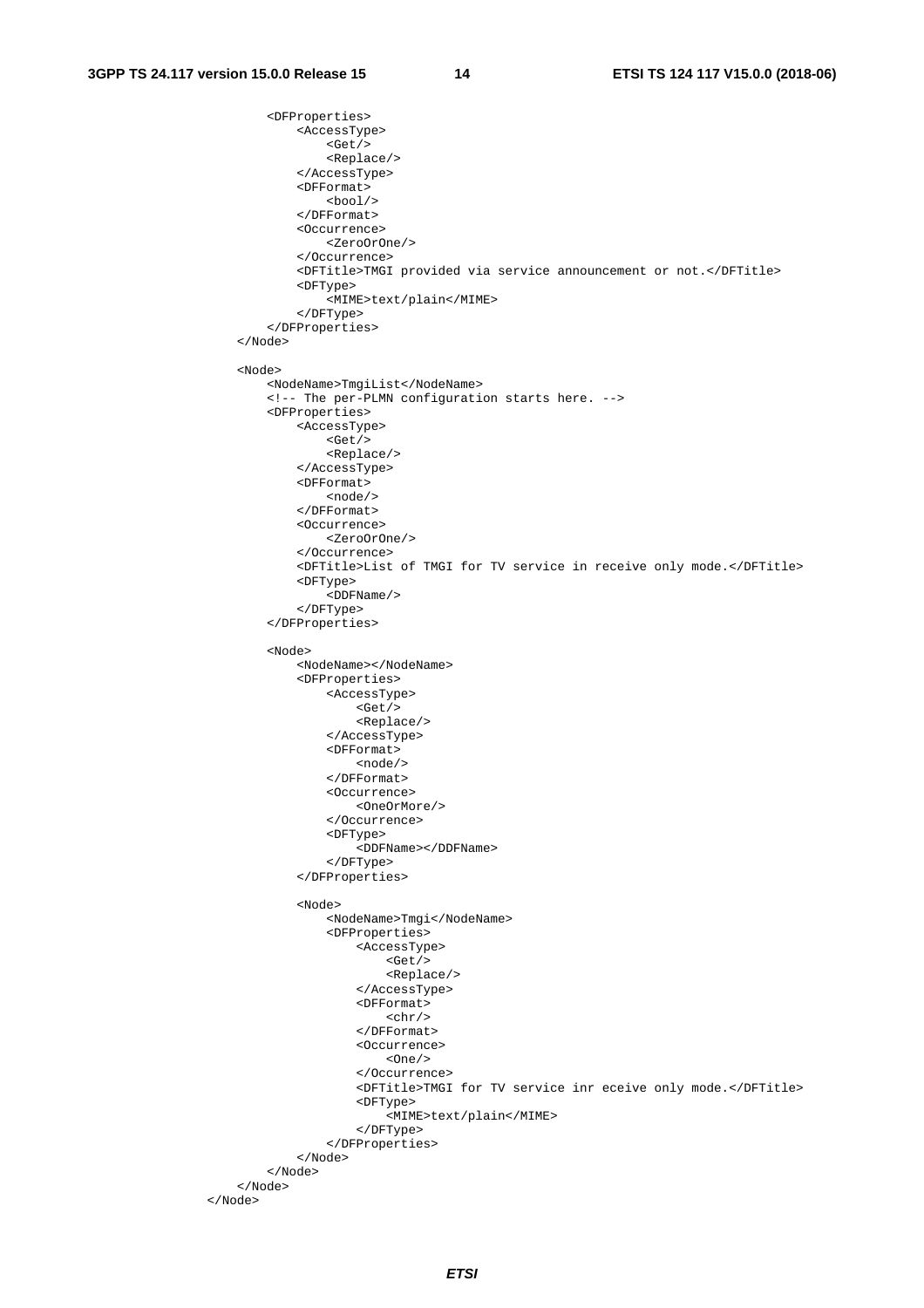```
            <DFProperties>
                <AccessType>
                    <Get/>
                    <Replace/>
                </AccessType>
                <DFFormat>
                    <bool/>
                </DFFormat>
                <Occurrence>
                    <ZeroOrOne/>
                </Occurrence>
                <DFTitle>TMGI provided via service announcement or not.</DFTitle>
                <DFType>
                    <MIME>text/plain</MIME>
                </DFType>
            </DFProperties>
        </Node>

        <Node>
            <NodeName>TmgiList</NodeName>
            <!-- The per-PLMN configuration starts here. -->
            <DFProperties>
                <AccessType>
                    <Get/>
                    <Replace/>
                </AccessType>
                <DFFormat>
                    <node/>
                </DFFormat>
                <Occurrence>
                    <ZeroOrOne/>
                </Occurrence>
                <DFTitle>List of TMGI for TV service in receive only mode.</DFTitle>
                <DFType>
                    <DDFName/>
                </DFType>
            </DFProperties>

            <Node>
                <NodeName></NodeName>
                <DFProperties>
                    <AccessType>
                        <Get/>
                        <Replace/>
                    </AccessType>
                    <DFFormat>
                        <node/>
                    </DFFormat>
                    <Occurrence>
                        <OneOrMore/>
                    </Occurrence>
                    <DFType>
                        <DDFName></DDFName>
                    </DFType>
                </DFProperties>

                <Node>
                    <NodeName>Tmgi</NodeName>
                    <DFProperties>
                        <AccessType>
                            <Get/>
                            <Replace/>
                        </AccessType>
                        <DFFormat>
                            <chr/>
                        </DFFormat>
                        <Occurrence>
                            <One/>
                        </Occurrence>
                        <DFTitle>TMGI for TV service inr eceive only mode.</DFTitle>
                        <DFType>
                            <MIME>text/plain</MIME>
                        </DFType>
                    </DFProperties>
                </Node>
            </Node>
        </Node>
    </Node>
```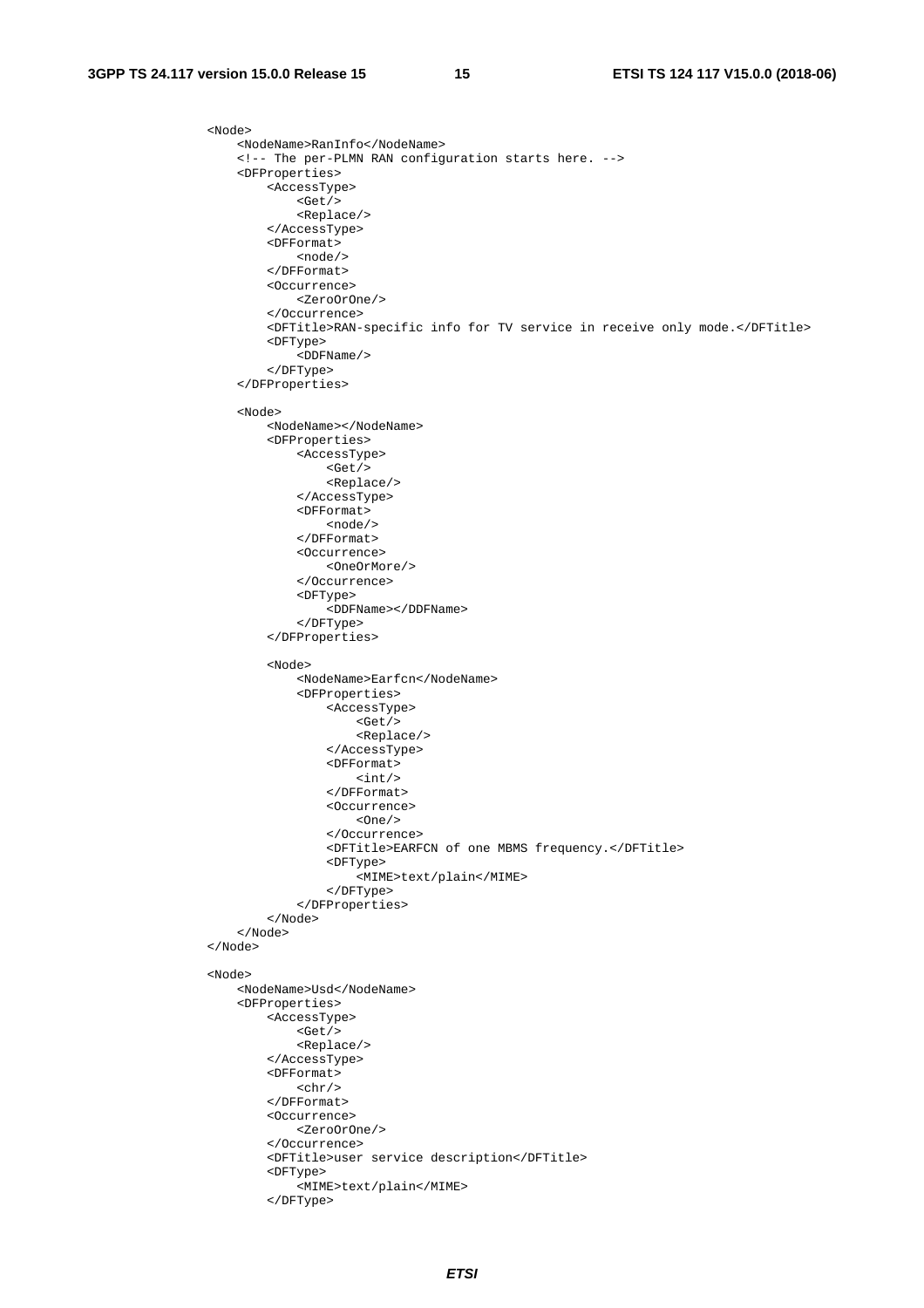```
<Node>
    <NodeName>RanInfo</NodeName>
    <!-- The per-PLMN RAN configuration starts here. -->
    <DFProperties>
        <AccessType>
            <Get/>
            <Replace/>
        </AccessType>
        <DFFormat>
            <node/>
        </DFFormat>
        <Occurrence>
            <ZeroOrOne/>
        </Occurrence>
        <DFTitle>RAN-specific info for TV service in receive only mode.</DFTitle>
        <DFType>
            <DDFName/>
        </DFType>
    </DFProperties>

    <Node>
        <NodeName></NodeName>
        <DFProperties>
            <AccessType>
                <Get/>
                <Replace/>
            </AccessType>
            <DFFormat>
                <node/>
            </DFFormat>
            <Occurrence>
                <OneOrMore/>
            </Occurrence>
            <DFType>
                <DDFName></DDFName>
            </DFType>
        </DFProperties>

        <Node>
            <NodeName>Earfcn</NodeName>
            <DFProperties>
                <AccessType>
                    <Get/>
                    <Replace/>
                </AccessType>
                <DFFormat>
                    <int/>
                </DFFormat>
                <Occurrence>
                    <One/>
                </Occurrence>
                <DFTitle>EARFCN of one MBMS frequency.</DFTitle>
                <DFType>
                    <MIME>text/plain</MIME>
                </DFType>
            </DFProperties>
        </Node>
    </Node>
</Node>

<Node>
    <NodeName>Usd</NodeName>
    <DFProperties>
        <AccessType>
            <Get/>
            <Replace/>
        </AccessType>
        <DFFormat>
            <chr/>
        </DFFormat>
        <Occurrence>
            <ZeroOrOne/>
        </Occurrence>
        <DFTitle>user service description</DFTitle>
        <DFType>
            <MIME>text/plain</MIME>
        </DFType>
```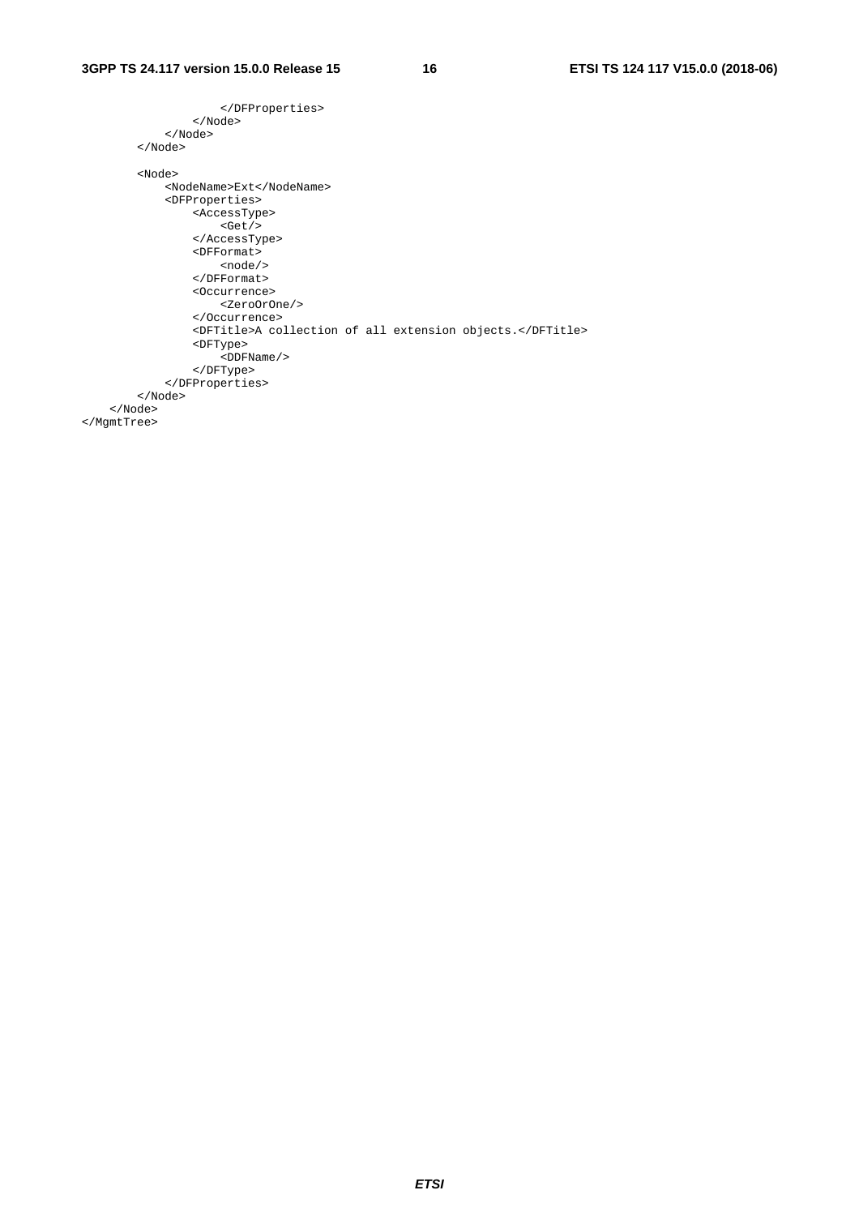```
                    </DFProperties>
                </Node>
            </Node>
        </Node>

        <Node>
            <NodeName>Ext</NodeName>
            <DFProperties>
                <AccessType>
                    <Get/>
                </AccessType>
                <DFFormat>
                    <node/>
                </DFFormat>
                <Occurrence>
                    <ZeroOrOne/>
                </Occurrence>
                <DFTitle>A collection of all extension objects.</DFTitle>
                <DFType>
                    <DDFName/>
                </DFType>
            </DFProperties>
        </Node>
    </Node>
</MgmtTree>
```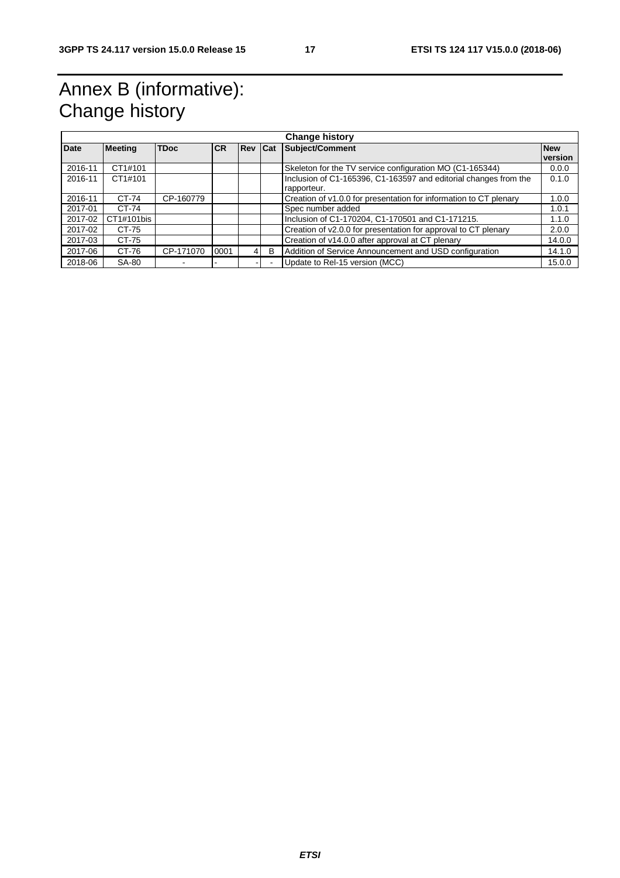# Annex B (informative): Change history

| Change history | | | | | | | |
|---|---|---|---|---|---|---|---|
| **Date** | **Meeting** | **TDoc** | **CR** | **Rev** | **Cat** | **Subject/Comment** | **New version** |
| 2016-11 | CT1#101 | | | | | Skeleton for the TV service configuration MO (C1-165344) | 0.0.0 |
| 2016-11 | CT1#101 | | | | | Inclusion of C1-165396, C1-163597 and editorial changes from the rapporteur. | 0.1.0 |
| 2016-11 | CT-74 | CP-160779 | | | | Creation of v1.0.0 for presentation for information to CT plenary | 1.0.0 |
| 2017-01 | CT-74 | | | | | Spec number added | 1.0.1 |
| 2017-02 | CT1#101bis | | | | | Inclusion of C1-170204, C1-170501 and C1-171215. | 1.1.0 |
| 2017-02 | CT-75 | | | | | Creation of v2.0.0 for presentation for approval to CT plenary | 2.0.0 |
| 2017-03 | CT-75 | | | | | Creation of v14.0.0 after approval at CT plenary | 14.0.0 |
| 2017-06 | CT-76 | CP-171070 | 0001 | 4 | B | Addition of Service Announcement and USD configuration | 14.1.0 |
| 2018-06 | SA-80 | - | - | - | - | Update to Rel-15 version (MCC) | 15.0.0 |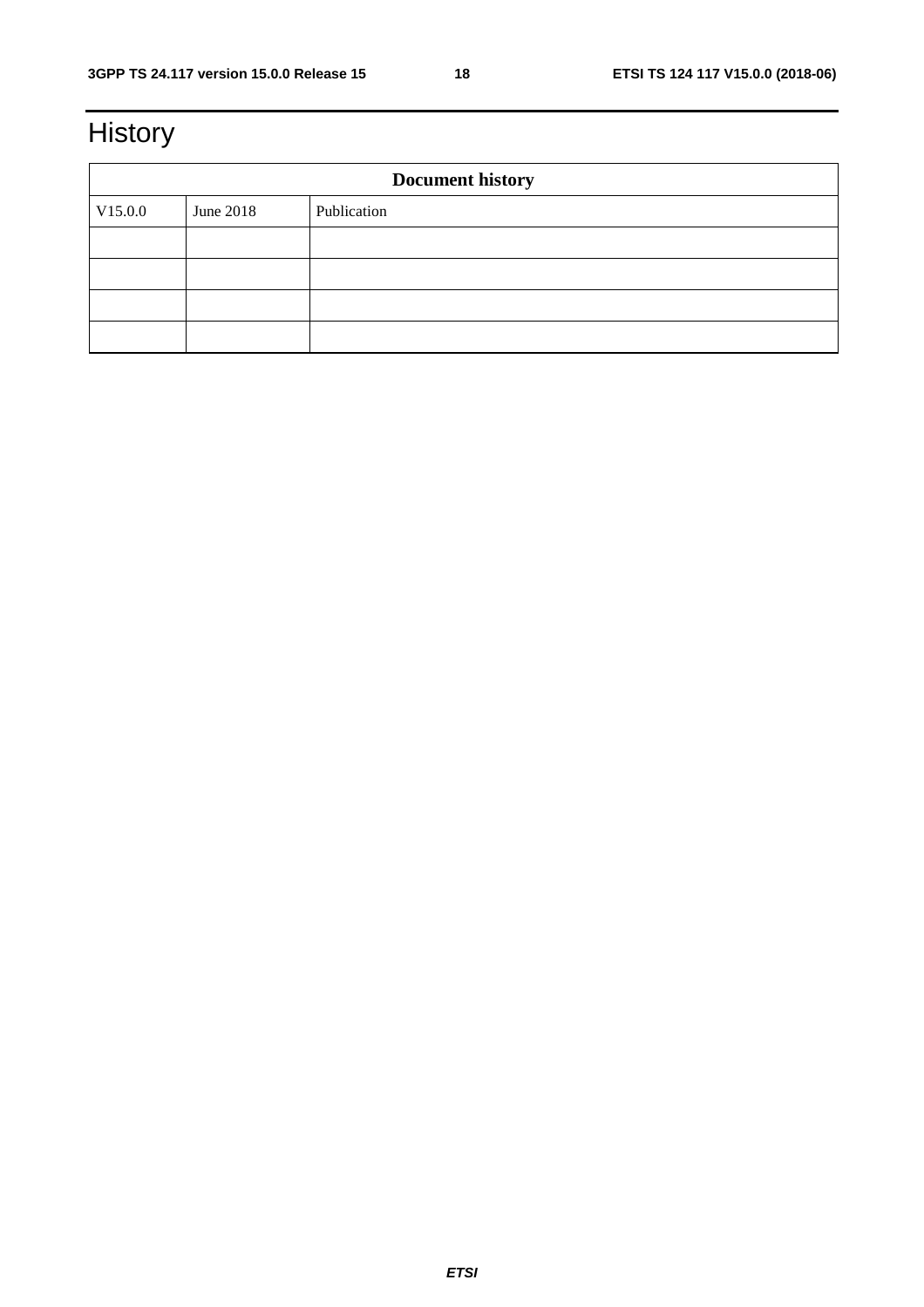# History

| Document history | | |
|---|---|---|
| V15.0.0 | June 2018 | Publication |
| | | |
| | | |
| | | |
| | | |